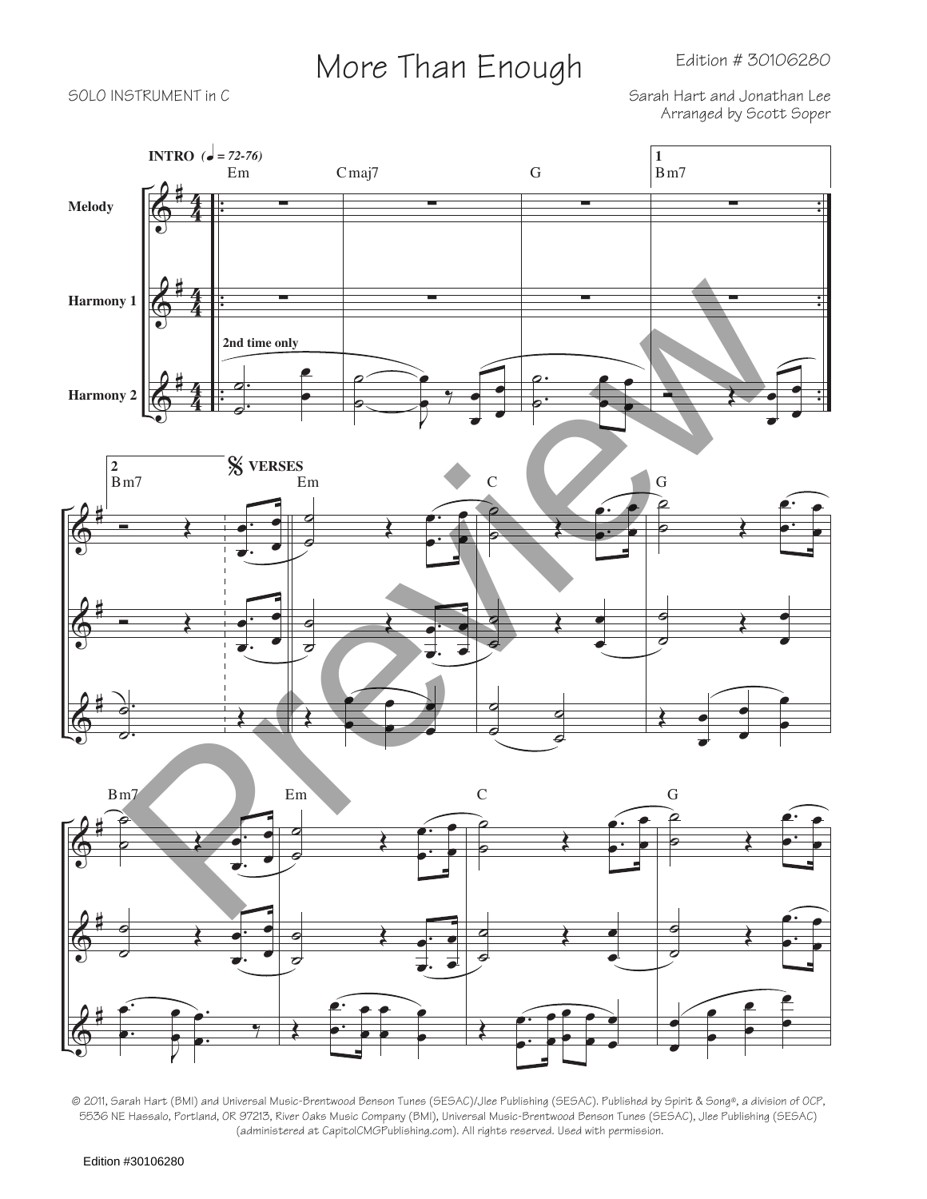# More Than Enough

Edition # 30106280

SOLO INSTRUMENT in C

Sarah Hart and Jonathan Lee
Arranged by Scott Soper

© 2011, Sarah Hart (BMI) and Universal Music-Brentwood Benson Tunes (SESAC)/Jlee Publishing (SESAC). Published by Spirit & Song®, a division of OCP, 5536 NE Hassalo, Portland, OR 97213, River Oake Music Company (BMI), Universal Music-Brentwood Benson Tunes (SESAC), Jlee Publishing (SESAC) (administered at CapitolCMGPublishing.com). All rights reserved. Used with permission.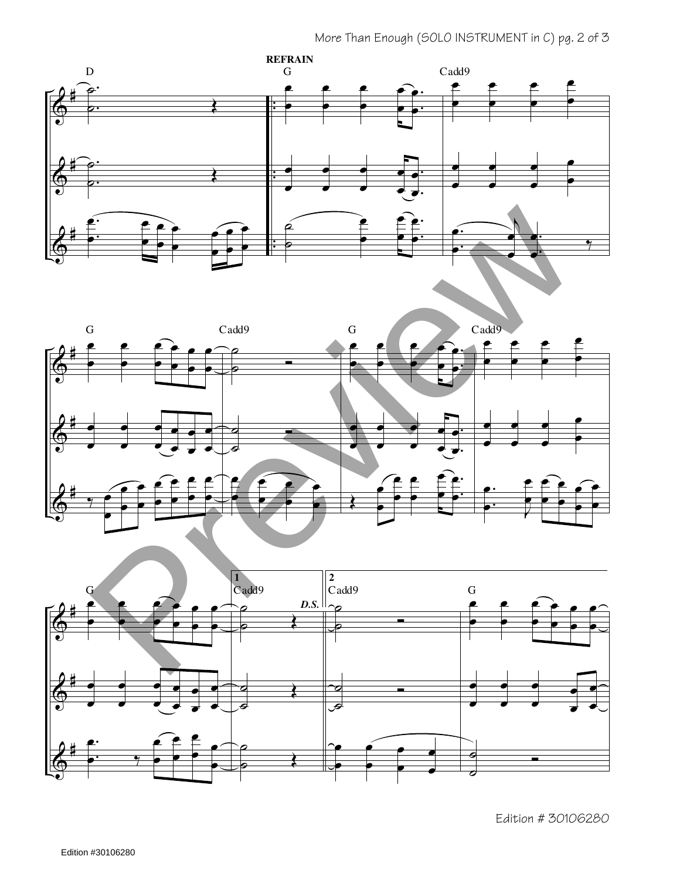**REFRAIN**

D G Cadd9

G Cadd9 G Cadd9

G 1 Cadd9 *D.S.* 2 Cadd9 G

Edition # 30106280

Edition #30106280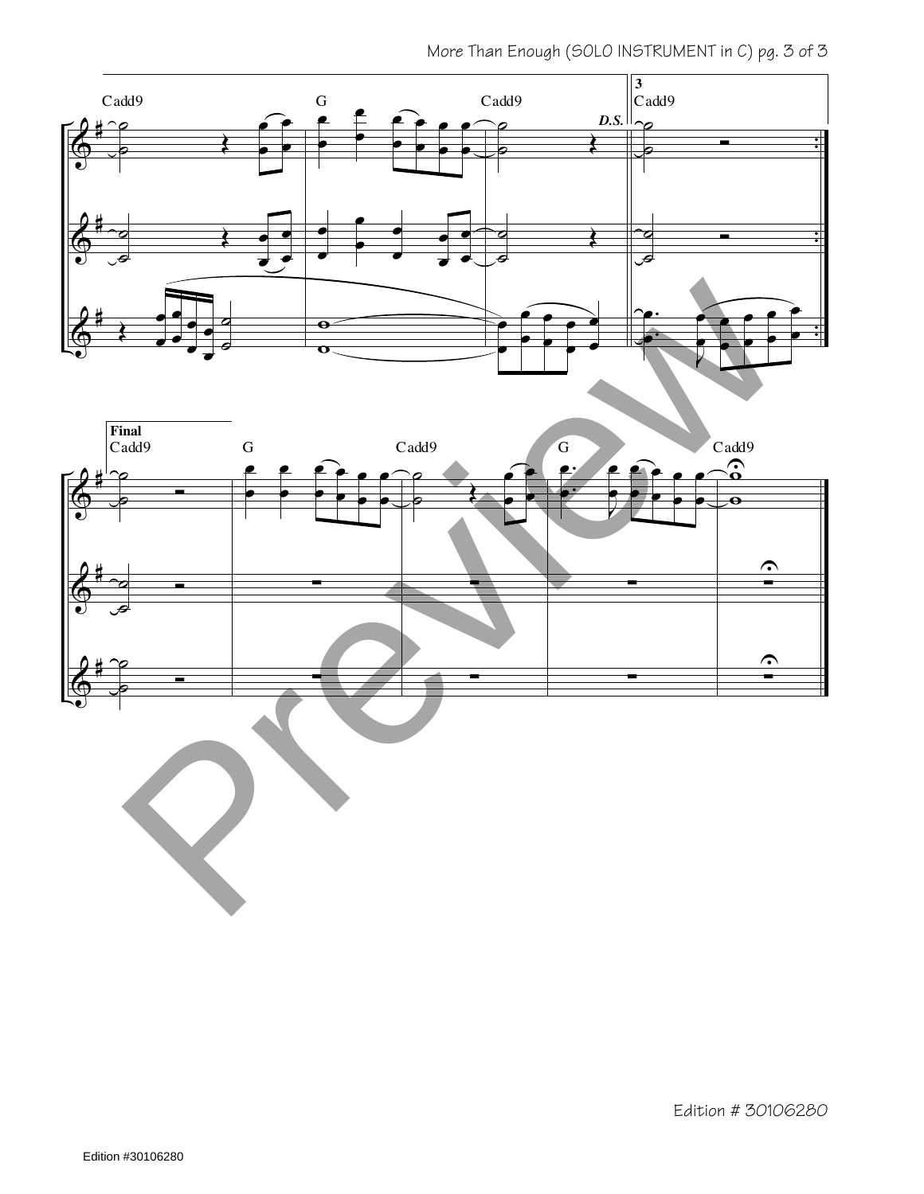Cadd9 G Cadd9 *D.S.*

3
Cadd9

Final
Cadd9 G Cadd9 G Cadd9